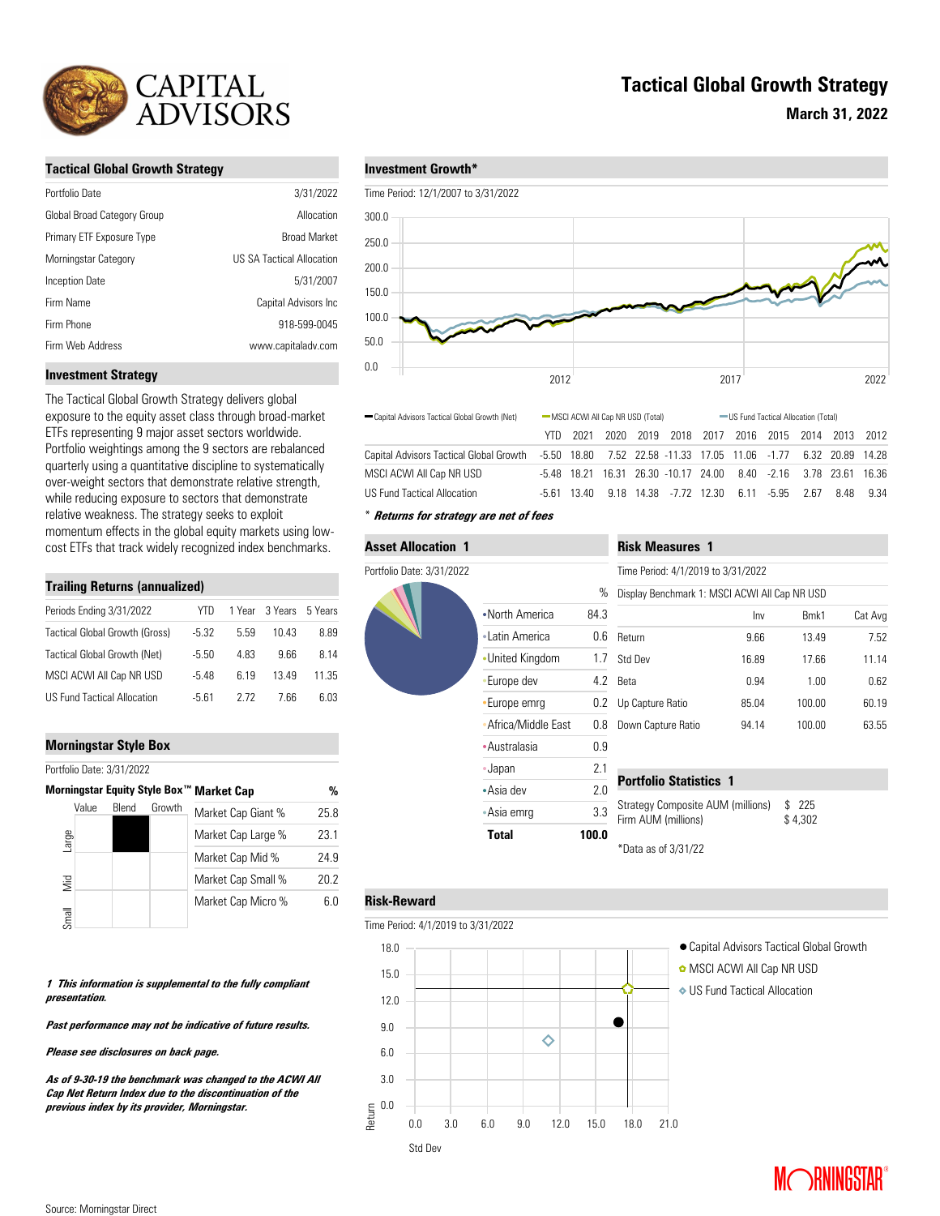# CAPITAL ADVISORS

# Tactical Global Growth Strategy

**March 31, 2022**

## Tactical Global Growth Strategy

| | |
|---|---|
| Portfolio Date | 3/31/2022 |
| Global Broad Category Group | Allocation |
| Primary ETF Exposure Type | Broad Market |
| Morningstar Category | US SA Tactical Allocation |
| Inception Date | 5/31/2007 |
| Firm Name | Capital Advisors Inc |
| Firm Phone | 918-599-0045 |
| Firm Web Address | www.capitaladv.com |

## Investment Strategy

The Tactical Global Growth Strategy delivers global exposure to the equity asset class through broad-market ETFs representing 9 major asset sectors worldwide. Portfolio weightings among the 9 sectors are rebalanced quarterly using a quantitative discipline to systematically over-weight sectors that demonstrate relative strength, while reducing exposure to sectors that demonstrate relative weakness. The strategy seeks to exploit momentum effects in the global equity markets using low-cost ETFs that track widely recognized index benchmarks.

## Trailing Returns (annualized)

| Periods Ending 3/31/2022 | YTD | 1 Year | 3 Years | 5 Years |
|---|---|---|---|---|
| Tactical Global Growth (Gross) | -5.32 | 5.59 | 10.43 | 8.89 |
| Tactical Global Growth (Net) | -5.50 | 4.83 | 9.66 | 8.14 |
| MSCI ACWI All Cap NR USD | -5.48 | 6.19 | 13.49 | 11.35 |
| US Fund Tactical Allocation | -5.61 | 2.72 | 7.66 | 6.03 |

## Morningstar Style Box

Portfolio Date: 3/31/2022

**Morningstar Equity Style Box™** (Large Blend)

| Market Cap | % |
|---|---|
| Market Cap Giant % | 25.8 |
| Market Cap Large % | 23.1 |
| Market Cap Mid % | 24.9 |
| Market Cap Small % | 20.2 |
| Market Cap Micro % | 6.0 |

## Investment Growth*

Time Period: 12/1/2007 to 3/31/2022

Legend: Capital Advisors Tactical Global Growth (Net); MSCI ACWI All Cap NR USD (Total); US Fund Tactical Allocation (Total)

| | YTD | 2021 | 2020 | 2019 | 2018 | 2017 | 2016 | 2015 | 2014 | 2013 | 2012 |
|---|---|---|---|---|---|---|---|---|---|---|---|
| Capital Advisors Tactical Global Growth | -5.50 | 18.80 | 7.52 | 22.58 | -11.33 | 17.05 | 11.06 | -1.77 | 6.32 | 20.89 | 14.28 |
| MSCI ACWI All Cap NR USD | -5.48 | 18.21 | 16.31 | 26.30 | -10.17 | 24.00 | 8.40 | -2.16 | 3.78 | 23.61 | 16.36 |
| US Fund Tactical Allocation | -5.61 | 13.40 | 9.18 | 14.38 | -7.72 | 12.30 | 6.11 | -5.95 | 2.67 | 8.48 | 9.34 |

*\* Returns for strategy are net of fees*

## Asset Allocation 1

Portfolio Date: 3/31/2022

| | % |
|---|---|
| North America | 84.3 |
| Latin America | 0.6 |
| United Kingdom | 1.7 |
| Europe dev | 4.2 |
| Europe emrg | 0.2 |
| Africa/Middle East | 0.8 |
| Australasia | 0.9 |
| Japan | 2.1 |
| Asia dev | 2.0 |
| Asia emrg | 3.3 |
| **Total** | **100.0** |

## Risk Measures 1

Time Period: 4/1/2019 to 3/31/2022

Display Benchmark 1: MSCI ACWI All Cap NR USD

| | Inv | Bmk1 | Cat Avg |
|---|---|---|---|
| Return | 9.66 | 13.49 | 7.52 |
| Std Dev | 16.89 | 17.66 | 11.14 |
| Beta | 0.94 | 1.00 | 0.62 |
| Up Capture Ratio | 85.04 | 100.00 | 60.19 |
| Down Capture Ratio | 94.14 | 100.00 | 63.55 |

## Portfolio Statistics 1

| | |
|---|---|
| Strategy Composite AUM (millions) | $ 225 |
| Firm AUM (millions) | $ 4,302 |

*Data as of 3/31/22

## Risk-Reward

Time Period: 4/1/2019 to 3/31/2022

Legend: Capital Advisors Tactical Global Growth; MSCI ACWI All Cap NR USD; US Fund Tactical Allocation

***1 This information is supplemental to the fully compliant presentation.***

***Past performance may not be indicative of future results.***

***Please see disclosures on back page.***

***As of 9-30-19 the benchmark was changed to the ACWI All Cap Net Return Index due to the discontinuation of the previous index by its provider, Morningstar.***

Source: Morningstar Direct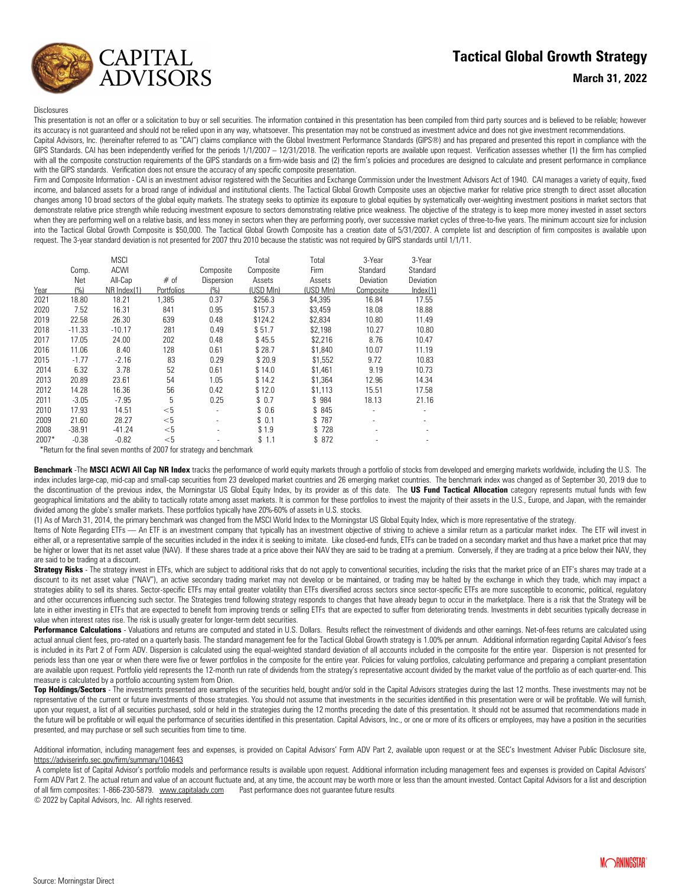# Tactical Global Growth Strategy

**March 31, 2022**

Disclosures

This presentation is not an offer or a solicitation to buy or sell securities. The information contained in this presentation has been compiled from third party sources and is believed to be reliable; however its accuracy is not guaranteed and should not be relied upon in any way, whatsoever. This presentation may not be construed as investment advice and does not give investment recommendations.

Capital Advisors, Inc. (hereinafter referred to as "CAI") claims compliance with the Global Investment Performance Standards (GIPS®) and has prepared and presented this report in compliance with the GIPS Standards. CAI has been independently verified for the periods 1/1/2007 – 12/31/2018. The verification reports are available upon request. Verification assesses whether (1) the firm has complied with all the composite construction requirements of the GIPS standards on a firm-wide basis and (2) the firm's policies and procedures are designed to calculate and present performance in compliance with the GIPS standards. Verification does not ensure the accuracy of any specific composite presentation.

Firm and Composite Information - CAI is an investment advisor registered with the Securities and Exchange Commission under the Investment Advisors Act of 1940. CAI manages a variety of equity, fixed income, and balanced assets for a broad range of individual and institutional clients. The Tactical Global Growth Composite uses an objective marker for relative price strength to direct asset allocation changes among 10 broad sectors of the global equity markets. The strategy seeks to optimize its exposure to global equities by systematically over-weighting investment positions in market sectors that demonstrate relative price strength while reducing investment exposure to sectors demonstrating relative price weakness. The objective of the strategy is to keep more money invested in asset sectors when they are performing well on a relative basis, and less money in sectors when they are performing poorly, over successive market cycles of three-to-five years. The minimum account size for inclusion into the Tactical Global Growth Composite is $50,000. The Tactical Global Growth Composite has a creation date of 5/31/2007. A complete list and description of firm composites is available upon request. The 3-year standard deviation is not presented for 2007 thru 2010 because the statistic was not required by GIPS standards until 1/1/11.

| Year | Comp. Net (%) | MSCI ACWI All-Cap NR Index(1) | # of Portfolios | Composite Dispersion (%) | Total Composite Assets (USD Mln) | Total Firm Assets (USD Mln) | 3-Year Standard Deviation Composite | 3-Year Standard Deviation Index(1) |
|---|---|---|---|---|---|---|---|---|
| 2021 | 18.80 | 18.21 | 1,385 | 0.37 | $256.3 | $4,395 | 16.84 | 17.55 |
| 2020 | 7.52 | 16.31 | 841 | 0.95 | $157.3 | $3,459 | 18.08 | 18.88 |
| 2019 | 22.58 | 26.30 | 639 | 0.48 | $124.2 | $2,834 | 10.80 | 11.49 |
| 2018 | -11.33 | -10.17 | 281 | 0.49 | $ 51.7 | $2,198 | 10.27 | 10.80 |
| 2017 | 17.05 | 24.00 | 202 | 0.48 | $ 45.5 | $2,216 | 8.76 | 10.47 |
| 2016 | 11.06 | 8.40 | 128 | 0.61 | $ 28.7 | $1,840 | 10.07 | 11.19 |
| 2015 | -1.77 | -2.16 | 83 | 0.29 | $ 20.9 | $1,552 | 9.72 | 10.83 |
| 2014 | 6.32 | 3.78 | 52 | 0.61 | $ 14.0 | $1,461 | 9.19 | 10.73 |
| 2013 | 20.89 | 23.61 | 54 | 1.05 | $ 14.2 | $1,364 | 12.96 | 14.34 |
| 2012 | 14.28 | 16.36 | 56 | 0.42 | $ 12.0 | $1,113 | 15.51 | 17.58 |
| 2011 | -3.05 | -7.95 | 5 | 0.25 | $ 0.7 | $ 984 | 18.13 | 21.16 |
| 2010 | 17.93 | 14.51 | <5 | - | $ 0.6 | $ 845 | - | - |
| 2009 | 21.60 | 28.27 | <5 | - | $ 0.1 | $ 787 | - | - |
| 2008 | -38.91 | -41.24 | <5 | - | $ 1.9 | $ 728 | - | - |
| 2007* | -0.38 | -0.82 | <5 | - | $ 1.1 | $ 872 | - | - |

*Return for the final seven months of 2007 for strategy and benchmark

**Benchmark** -The **MSCI ACWI All Cap NR Index** tracks the performance of world equity markets through a portfolio of stocks from developed and emerging markets worldwide, including the U.S. The index includes large-cap, mid-cap and small-cap securities from 23 developed market countries and 26 emerging market countries. The benchmark index was changed as of September 30, 2019 due to the discontinuation of the previous index, the Morningstar US Global Equity Index, by its provider as of this date. The **US Fund Tactical Allocation** category represents mutual funds with few geographical limitations and the ability to tactically rotate among asset markets. It is common for these portfolios to invest the majority of their assets in the U.S., Europe, and Japan, with the remainder divided among the globe's smaller markets. These portfolios typically have 20%-60% of assets in U.S. stocks.

(1) As of March 31, 2014, the primary benchmark was changed from the MSCI World Index to the Morningstar US Global Equity Index, which is more representative of the strategy.

Items of Note Regarding ETFs — An ETF is an investment company that typically has an investment objective of striving to achieve a similar return as a particular market index. The ETF will invest in either all, or a representative sample of the securities included in the index it is seeking to imitate. Like closed-end funds, ETFs can be traded on a secondary market and thus have a market price that may be higher or lower that its net asset value (NAV). If these shares trade at a price above their NAV they are said to be trading at a premium. Conversely, if they are trading at a price below their NAV, they are said to be trading at a discount.

**Strategy Risks** - The strategy invest in ETFs, which are subject to additional risks that do not apply to conventional securities, including the risks that the market price of an ETF's shares may trade at a discount to its net asset value ("NAV"), an active secondary trading market may not develop or be maintained, or trading may be halted by the exchange in which they trade, which may impact a strategies ability to sell its shares. Sector-specific ETFs may entail greater volatility than ETFs diversified across sectors since sector-specific ETFs are more susceptible to economic, political, regulatory and other occurrences influencing such sector. The Strategies trend following strategy responds to changes that have already begun to occur in the marketplace. There is a risk that the Strategy will be late in either investing in ETFs that are expected to benefit from improving trends or selling ETFs that are expected to suffer from deteriorating trends. Investments in debt securities typically decrease in value when interest rates rise. The risk is usually greater for longer-term debt securities.

**Performance Calculations** - Valuations and returns are computed and stated in U.S. Dollars. Results reflect the reinvestment of dividends and other earnings. Net-of-fees returns are calculated using actual annual client fees, pro-rated on a quarterly basis. The standard management fee for the Tactical Global Growth strategy is 1.00% per annum. Additional information regarding Capital Advisor's fees is included in its Part 2 of Form ADV. Dispersion is calculated using the equal-weighted standard deviation of all accounts included in the composite for the entire year. Dispersion is not presented for periods less than one year or when there were five or fewer portfolios in the composite for the entire year. Policies for valuing portfolios, calculating performance and preparing a compliant presentation are available upon request. Portfolio yield represents the 12-month run rate of dividends from the strategy's representative account divided by the market value of the portfolio as of each quarter-end. This measure is calculated by a portfolio accounting system from Orion.

**Top Holdings/Sectors** - The investments presented are examples of the securities held, bought and/or sold in the Capital Advisors strategies during the last 12 months. These investments may not be representative of the current or future investments of those strategies. You should not assume that investments in the securities identified in this presentation were or will be profitable. We will furnish, upon your request, a list of all securities purchased, sold or held in the strategies during the 12 months preceding the date of this presentation. It should not be assumed that recommendations made in the future will be profitable or will equal the performance of securities identified in this presentation. Capital Advisors, Inc., or one or more of its officers or employees, may have a position in the securities presented, and may purchase or sell such securities from time to time.

Additional information, including management fees and expenses, is provided on Capital Advisors' Form ADV Part 2, available upon request or at the SEC's Investment Adviser Public Disclosure site, https://adviserinfo.sec.gov/firm/summary/104643

A complete list of Capital Advisor's portfolio models and performance results is available upon request. Additional information including management fees and expenses is provided on Capital Advisors' Form ADV Part 2. The actual return and value of an account fluctuate and, at any time, the account may be worth more or less than the amount invested. Contact Capital Advisors for a list and description of all firm composites: 1-866-230-5879. www.capitaladv.com Past performance does not guarantee future results

© 2022 by Capital Advisors, Inc. All rights reserved.

Source: Morningstar Direct